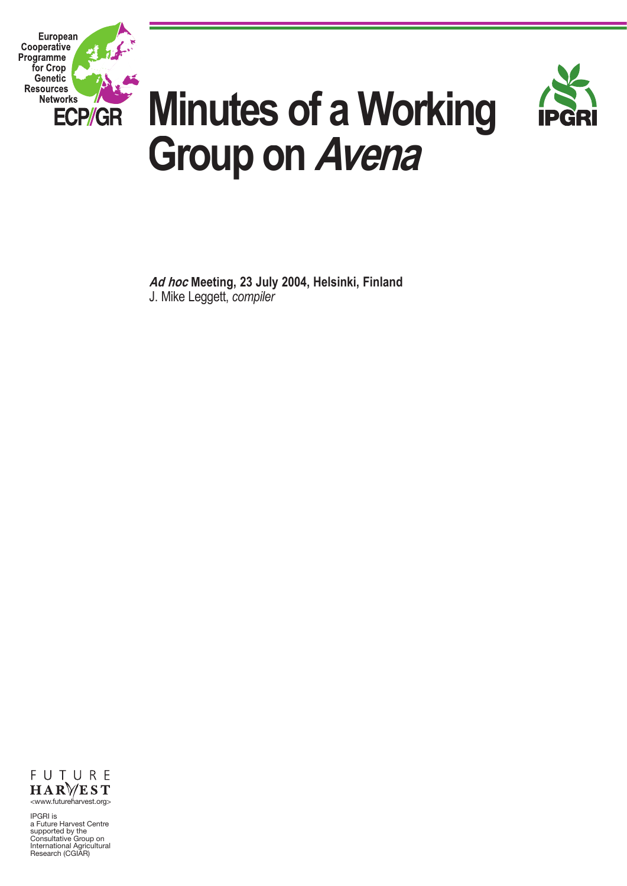European Cooperative Programme for Crop Genetic Resources Networks

ECP/GR

# Minutes of a Working Group on *Avena*

IPGRI

***Ad hoc*** **Meeting, 23 July 2004, Helsinki, Finland**

J. Mike Leggett, *compiler*

FUTURE HARVEST
<www.futureharvest.org>

IPGRI is a Future Harvest Centre supported by the Consultative Group on International Agricultural Research (CGIAR)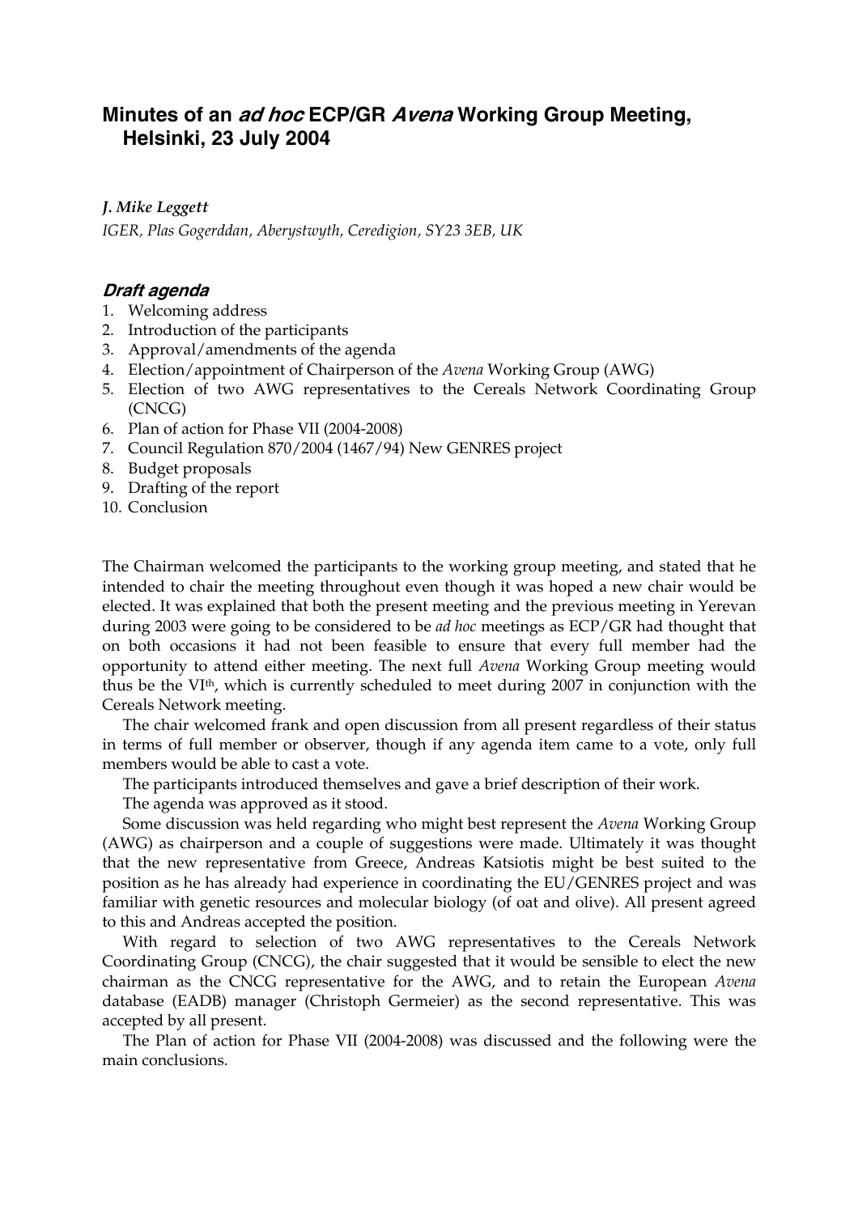## Minutes of an *ad hoc* ECP/GR *Avena* Working Group Meeting, Helsinki, 23 July 2004

***J. Mike Leggett***

*IGER, Plas Gogerddan, Aberystwyth, Ceredigion, SY23 3EB, UK*

### *Draft agenda*

1. Welcoming address
2. Introduction of the participants
3. Approval/amendments of the agenda
4. Election/appointment of Chairperson of the *Avena* Working Group (AWG)
5. Election of two AWG representatives to the Cereals Network Coordinating Group (CNCG)
6. Plan of action for Phase VII (2004-2008)
7. Council Regulation 870/2004 (1467/94) New GENRES project
8. Budget proposals
9. Drafting of the report
10. Conclusion

The Chairman welcomed the participants to the working group meeting, and stated that he intended to chair the meeting throughout even though it was hoped a new chair would be elected. It was explained that both the present meeting and the previous meeting in Yerevan during 2003 were going to be considered to be *ad hoc* meetings as ECP/GR had thought that on both occasions it had not been feasible to ensure that every full member had the opportunity to attend either meeting. The next full *Avena* Working Group meeting would thus be the VI$^{th}$, which is currently scheduled to meet during 2007 in conjunction with the Cereals Network meeting.

The chair welcomed frank and open discussion from all present regardless of their status in terms of full member or observer, though if any agenda item came to a vote, only full members would be able to cast a vote.

The participants introduced themselves and gave a brief description of their work.

The agenda was approved as it stood.

Some discussion was held regarding who might best represent the *Avena* Working Group (AWG) as chairperson and a couple of suggestions were made. Ultimately it was thought that the new representative from Greece, Andreas Katsiotis might be best suited to the position as he has already had experience in coordinating the EU/GENRES project and was familiar with genetic resources and molecular biology (of oat and olive). All present agreed to this and Andreas accepted the position.

With regard to selection of two AWG representatives to the Cereals Network Coordinating Group (CNCG), the chair suggested that it would be sensible to elect the new chairman as the CNCG representative for the AWG, and to retain the European *Avena* database (EADB) manager (Christoph Germeier) as the second representative. This was accepted by all present.

The Plan of action for Phase VII (2004-2008) was discussed and the following were the main conclusions.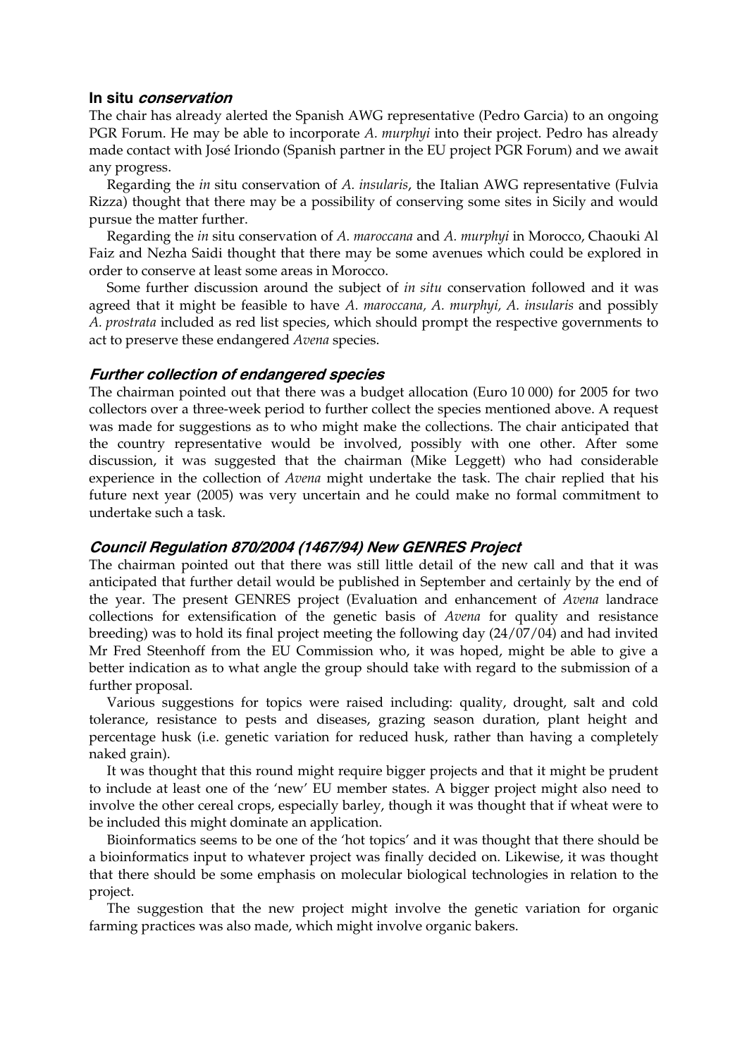### In situ *conservation*

The chair has already alerted the Spanish AWG representative (Pedro Garcia) to an ongoing PGR Forum. He may be able to incorporate *A. murphyi* into their project. Pedro has already made contact with José Iriondo (Spanish partner in the EU project PGR Forum) and we await any progress.

Regarding the *in* situ conservation of *A. insularis*, the Italian AWG representative (Fulvia Rizza) thought that there may be a possibility of conserving some sites in Sicily and would pursue the matter further.

Regarding the *in* situ conservation of *A. maroccana* and *A. murphyi* in Morocco, Chaouki Al Faiz and Nezha Saidi thought that there may be some avenues which could be explored in order to conserve at least some areas in Morocco.

Some further discussion around the subject of *in situ* conservation followed and it was agreed that it might be feasible to have *A. maroccana, A. murphyi, A. insularis* and possibly *A. prostrata* included as red list species, which should prompt the respective governments to act to preserve these endangered *Avena* species.

### *Further collection of endangered species*

The chairman pointed out that there was a budget allocation (Euro 10 000) for 2005 for two collectors over a three-week period to further collect the species mentioned above. A request was made for suggestions as to who might make the collections. The chair anticipated that the country representative would be involved, possibly with one other. After some discussion, it was suggested that the chairman (Mike Leggett) who had considerable experience in the collection of *Avena* might undertake the task. The chair replied that his future next year (2005) was very uncertain and he could make no formal commitment to undertake such a task.

### *Council Regulation 870/2004 (1467/94) New GENRES Project*

The chairman pointed out that there was still little detail of the new call and that it was anticipated that further detail would be published in September and certainly by the end of the year. The present GENRES project (Evaluation and enhancement of *Avena* landrace collections for extensification of the genetic basis of *Avena* for quality and resistance breeding) was to hold its final project meeting the following day (24/07/04) and had invited Mr Fred Steenhoff from the EU Commission who, it was hoped, might be able to give a better indication as to what angle the group should take with regard to the submission of a further proposal.

Various suggestions for topics were raised including: quality, drought, salt and cold tolerance, resistance to pests and diseases, grazing season duration, plant height and percentage husk (i.e. genetic variation for reduced husk, rather than having a completely naked grain).

It was thought that this round might require bigger projects and that it might be prudent to include at least one of the 'new' EU member states. A bigger project might also need to involve the other cereal crops, especially barley, though it was thought that if wheat were to be included this might dominate an application.

Bioinformatics seems to be one of the 'hot topics' and it was thought that there should be a bioinformatics input to whatever project was finally decided on. Likewise, it was thought that there should be some emphasis on molecular biological technologies in relation to the project.

The suggestion that the new project might involve the genetic variation for organic farming practices was also made, which might involve organic bakers.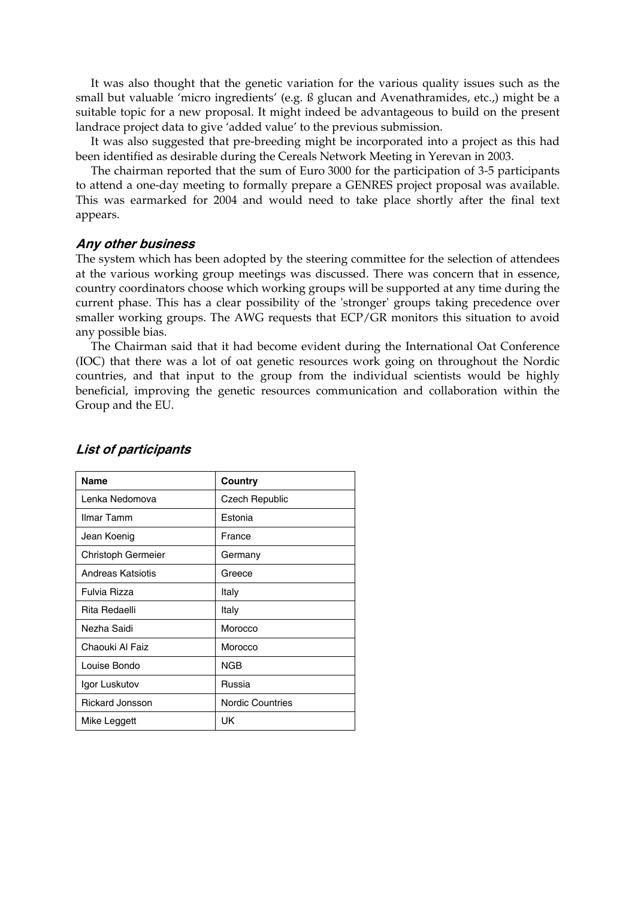It was also thought that the genetic variation for the various quality issues such as the small but valuable 'micro ingredients' (e.g. ß glucan and Avenathramides, etc.,) might be a suitable topic for a new proposal. It might indeed be advantageous to build on the present landrace project data to give 'added value' to the previous submission.

It was also suggested that pre-breeding might be incorporated into a project as this had been identified as desirable during the Cereals Network Meeting in Yerevan in 2003.

The chairman reported that the sum of Euro 3000 for the participation of 3-5 participants to attend a one-day meeting to formally prepare a GENRES project proposal was available. This was earmarked for 2004 and would need to take place shortly after the final text appears.

### *Any other business*

The system which has been adopted by the steering committee for the selection of attendees at the various working group meetings was discussed. There was concern that in essence, country coordinators choose which working groups will be supported at any time during the current phase. This has a clear possibility of the 'stronger' groups taking precedence over smaller working groups. The AWG requests that ECP/GR monitors this situation to avoid any possible bias.

The Chairman said that it had become evident during the International Oat Conference (IOC) that there was a lot of oat genetic resources work going on throughout the Nordic countries, and that input to the group from the individual scientists would be highly beneficial, improving the genetic resources communication and collaboration within the Group and the EU.

## *List of participants*

| Name | Country |
|---|---|
| Lenka Nedomova | Czech Republic |
| Ilmar Tamm | Estonia |
| Jean Koenig | France |
| Christoph Germeier | Germany |
| Andreas Katsiotis | Greece |
| Fulvia Rizza | Italy |
| Rita Redaelli | Italy |
| Nezha Saidi | Morocco |
| Chaouki Al Faiz | Morocco |
| Louise Bondo | NGB |
| Igor Luskutov | Russia |
| Rickard Jonsson | Nordic Countries |
| Mike Leggett | UK |